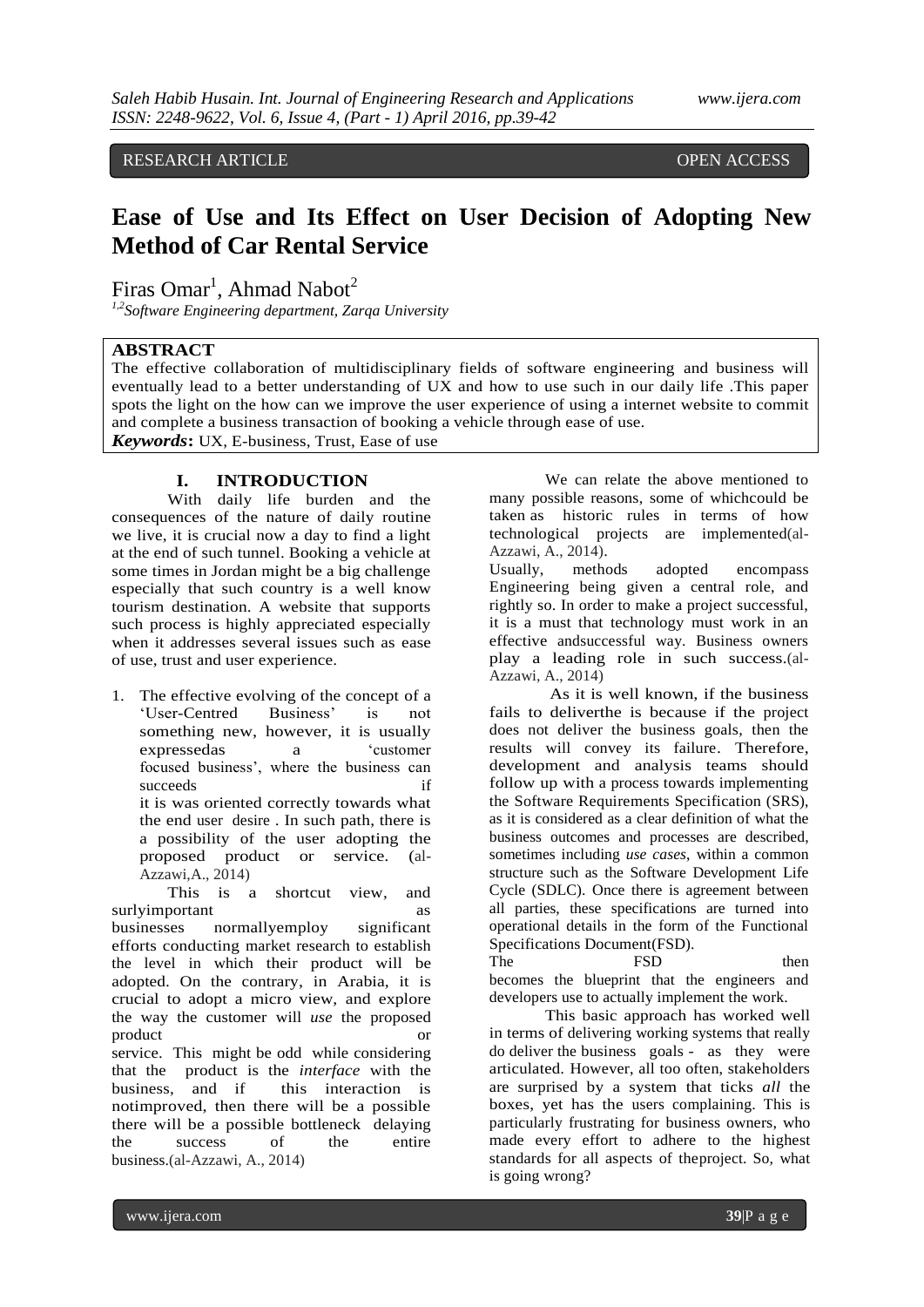RESEARCH ARTICLE OPEN ACCESS

# Ease of Use and Its Effect on User Decision of Adopting New Method of Car Rental Service

Firas Omar[1], Ahmad Nabot[2]

[1,2]*Software Engineering department, Zarqa University*

## ABSTRACT

The effective collaboration of multidisciplinary fields of software engineering and business will eventually lead to a better understanding of UX and how to use such in our daily life .This paper spots the light on the how can we improve the user experience of using a internet website to commit and complete a business transaction of booking a vehicle through ease of use.

***Keywords*:** UX, E-business, Trust, Ease of use

## I. INTRODUCTION

With daily life burden and the consequences of the nature of daily routine we live, it is crucial now a day to find a light at the end of such tunnel. Booking a vehicle at some times in Jordan might be a big challenge especially that such country is a well know tourism destination. A website that supports such process is highly appreciated especially when it addresses several issues such as ease of use, trust and user experience.

1. The effective evolving of the concept of a 'User-Centred Business' is not something new, however, it is usually expressedas a 'customer focused business', where the business can succeeds if it is was oriented correctly towards what the end user desire . In such path, there is a possibility of the user adopting the proposed product or service. (al-Azzawi,A., 2014)

This is a shortcut view, and surlyimportant as businesses normallyemploy significant efforts conducting market research to establish the level in which their product will be adopted. On the contrary, in Arabia, it is crucial to adopt a micro view, and explore the way the customer will *use* the proposed product or service. This might be odd while considering that the product is the *interface* with the business, and if this interaction is notimproved, then there will be a possible there will be a possible bottleneck delaying the success of the entire business.(al-Azzawi, A., 2014)

We can relate the above mentioned to many possible reasons, some of whichcould be taken as historic rules in terms of how technological projects are implemented(al-Azzawi, A., 2014).

Usually, methods adopted encompass Engineering being given a central role, and rightly so. In order to make a project successful, it is a must that technology must work in an effective andsuccessful way. Business owners play a leading role in such success.(al-Azzawi, A., 2014)

As it is well known, if the business fails to deliverthe is because if the project does not deliver the business goals, then the results will convey its failure. Therefore, development and analysis teams should follow up with a process towards implementing the Software Requirements Specification (SRS), as it is considered as a clear definition of what the business outcomes and processes are described, sometimes including *use cases*, within a common structure such as the Software Development Life Cycle (SDLC). Once there is agreement between all parties, these specifications are turned into operational details in the form of the Functional Specifications Document(FSD).

The FSD then becomes the blueprint that the engineers and developers use to actually implement the work.

This basic approach has worked well in terms of delivering working systems that really do deliver the business goals - as they were articulated. However, all too often, stakeholders are surprised by a system that ticks *all* the boxes, yet has the users complaining. This is particularly frustrating for business owners, who made every effort to adhere to the highest standards for all aspects of theproject. So, what is going wrong?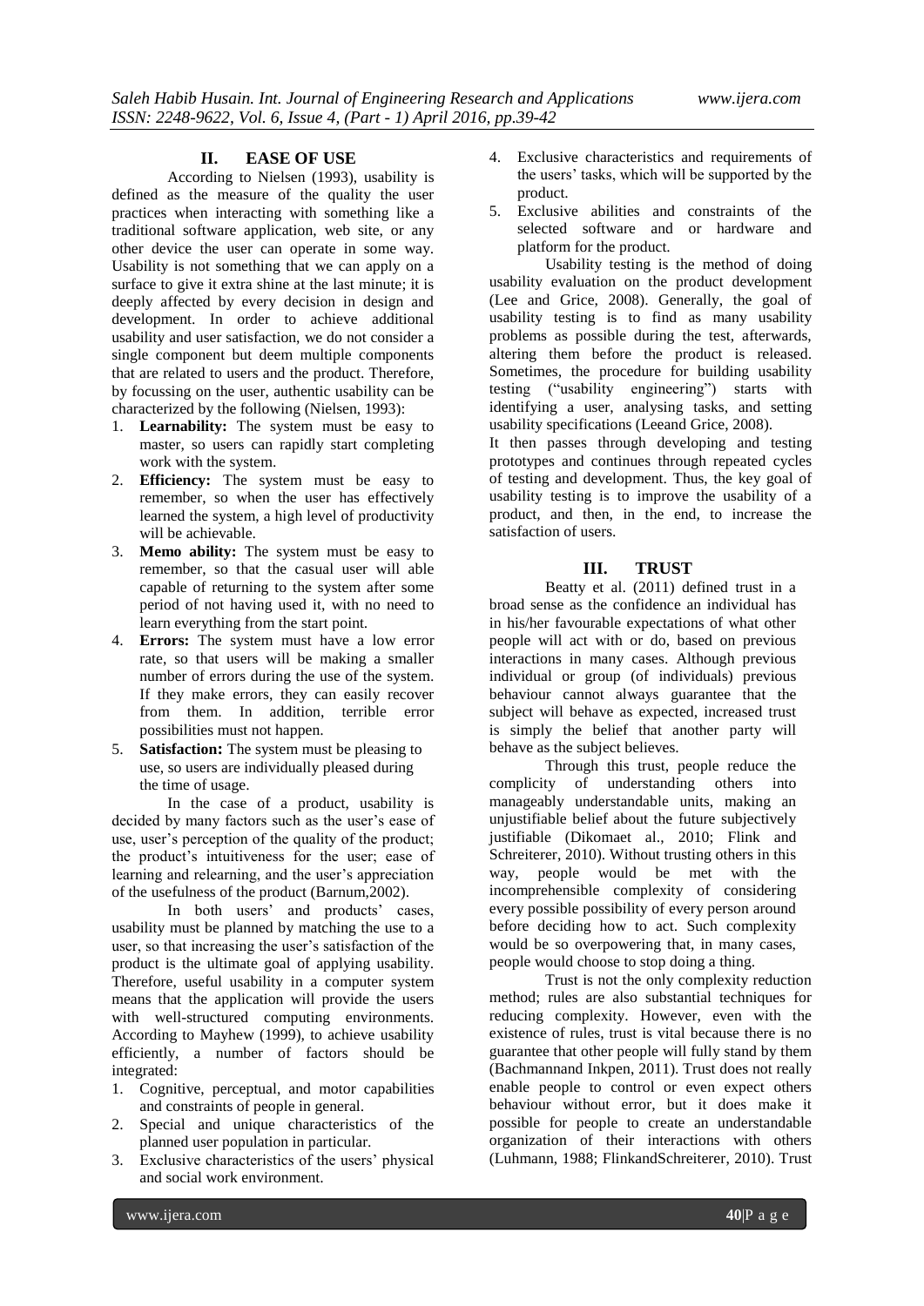## II. EASE OF USE

According to Nielsen (1993), usability is defined as the measure of the quality the user practices when interacting with something like a traditional software application, web site, or any other device the user can operate in some way. Usability is not something that we can apply on a surface to give it extra shine at the last minute; it is deeply affected by every decision in design and development. In order to achieve additional usability and user satisfaction, we do not consider a single component but deem multiple components that are related to users and the product. Therefore, by focussing on the user, authentic usability can be characterized by the following (Nielsen, 1993):

1. **Learnability:** The system must be easy to master, so users can rapidly start completing work with the system.
2. **Efficiency:** The system must be easy to remember, so when the user has effectively learned the system, a high level of productivity will be achievable.
3. **Memo ability:** The system must be easy to remember, so that the casual user will able capable of returning to the system after some period of not having used it, with no need to learn everything from the start point.
4. **Errors:** The system must have a low error rate, so that users will be making a smaller number of errors during the use of the system. If they make errors, they can easily recover from them. In addition, terrible error possibilities must not happen.
5. **Satisfaction:** The system must be pleasing to use, so users are individually pleased during the time of usage.

In the case of a product, usability is decided by many factors such as the user's ease of use, user's perception of the quality of the product; the product's intuitiveness for the user; ease of learning and relearning, and the user's appreciation of the usefulness of the product (Barnum,2002).

In both users' and products' cases, usability must be planned by matching the use to a user, so that increasing the user's satisfaction of the product is the ultimate goal of applying usability. Therefore, useful usability in a computer system means that the application will provide the users with well-structured computing environments. According to Mayhew (1999), to achieve usability efficiently, a number of factors should be integrated:

1. Cognitive, perceptual, and motor capabilities and constraints of people in general.
2. Special and unique characteristics of the planned user population in particular.
3. Exclusive characteristics of the users' physical and social work environment.
4. Exclusive characteristics and requirements of the users' tasks, which will be supported by the product.
5. Exclusive abilities and constraints of the selected software and or hardware and platform for the product.

Usability testing is the method of doing usability evaluation on the product development (Lee and Grice, 2008). Generally, the goal of usability testing is to find as many usability problems as possible during the test, afterwards, altering them before the product is released. Sometimes, the procedure for building usability testing ("usability engineering") starts with identifying a user, analysing tasks, and setting usability specifications (Leeand Grice, 2008).

It then passes through developing and testing prototypes and continues through repeated cycles of testing and development. Thus, the key goal of usability testing is to improve the usability of a product, and then, in the end, to increase the satisfaction of users.

## III. TRUST

Beatty et al. (2011) defined trust in a broad sense as the confidence an individual has in his/her favourable expectations of what other people will act with or do, based on previous interactions in many cases. Although previous individual or group (of individuals) previous behaviour cannot always guarantee that the subject will behave as expected, increased trust is simply the belief that another party will behave as the subject believes.

Through this trust, people reduce the complicity of understanding others into manageably understandable units, making an unjustifiable belief about the future subjectively justifiable (Dikomaet al., 2010; Flink and Schreiterer, 2010). Without trusting others in this way, people would be met with the incomprehensible complexity of considering every possible possibility of every person around before deciding how to act. Such complexity would be so overpowering that, in many cases, people would choose to stop doing a thing.

Trust is not the only complexity reduction method; rules are also substantial techniques for reducing complexity. However, even with the existence of rules, trust is vital because there is no guarantee that other people will fully stand by them (Bachmannand Inkpen, 2011). Trust does not really enable people to control or even expect others behaviour without error, but it does make it possible for people to create an understandable organization of their interactions with others (Luhmann, 1988; FlinkandSchreiterer, 2010). Trust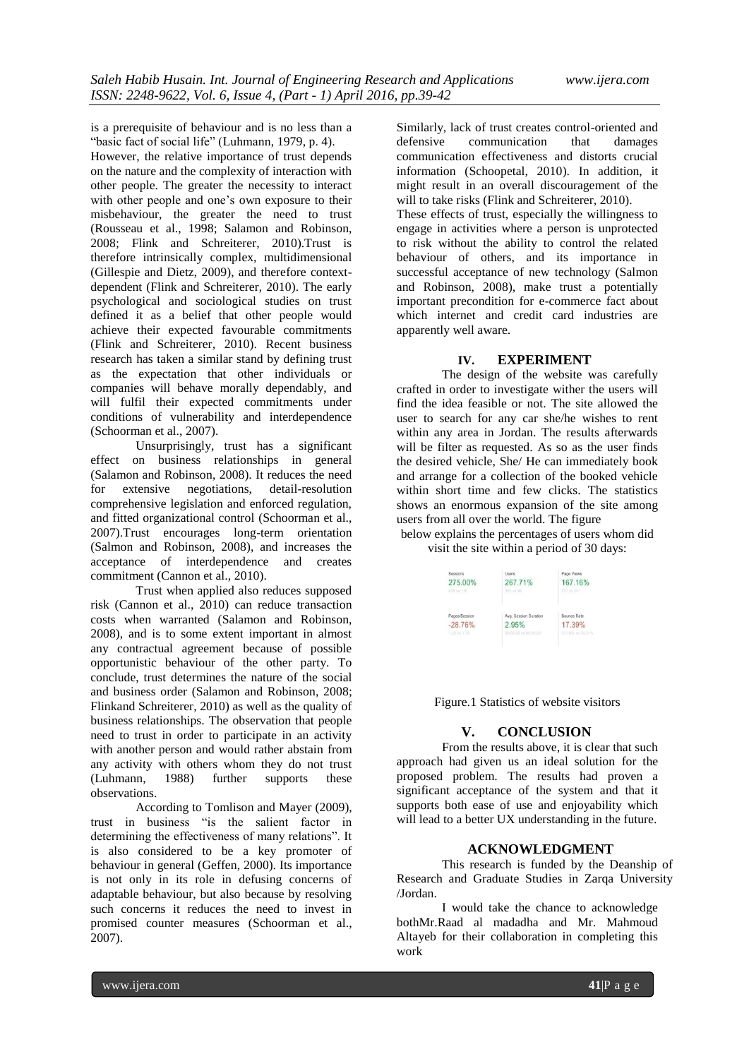is a prerequisite of behaviour and is no less than a "basic fact of social life" (Luhmann, 1979, p. 4).

However, the relative importance of trust depends on the nature and the complexity of interaction with other people. The greater the necessity to interact with other people and one's own exposure to their misbehaviour, the greater the need to trust (Rousseau et al., 1998; Salamon and Robinson, 2008; Flink and Schreiterer, 2010).Trust is therefore intrinsically complex, multidimensional (Gillespie and Dietz, 2009), and therefore context-dependent (Flink and Schreiterer, 2010). The early psychological and sociological studies on trust defined it as a belief that other people would achieve their expected favourable commitments (Flink and Schreiterer, 2010). Recent business research has taken a similar stand by defining trust as the expectation that other individuals or companies will behave morally dependably, and will fulfil their expected commitments under conditions of vulnerability and interdependence (Schoorman et al., 2007).

Unsurprisingly, trust has a significant effect on business relationships in general (Salamon and Robinson, 2008). It reduces the need for extensive negotiations, detail-resolution comprehensive legislation and enforced regulation, and fitted organizational control (Schoorman et al., 2007).Trust encourages long-term orientation (Salmon and Robinson, 2008), and increases the acceptance of interdependence and creates commitment (Cannon et al., 2010).

Trust when applied also reduces supposed risk (Cannon et al., 2010) can reduce transaction costs when warranted (Salamon and Robinson, 2008), and is to some extent important in almost any contractual agreement because of possible opportunistic behaviour of the other party. To conclude, trust determines the nature of the social and business order (Salamon and Robinson, 2008; Flinkand Schreiterer, 2010) as well as the quality of business relationships. The observation that people need to trust in order to participate in an activity with another person and would rather abstain from any activity with others whom they do not trust (Luhmann, 1988) further supports these observations.

According to Tomlison and Mayer (2009), trust in business "is the salient factor in determining the effectiveness of many relations". It is also considered to be a key promoter of behaviour in general (Geffen, 2000). Its importance is not only in its role in defusing concerns of adaptable behaviour, but also because by resolving such concerns it reduces the need to invest in promised counter measures (Schoorman et al., 2007).

Similarly, lack of trust creates control-oriented and defensive communication that damages communication effectiveness and distorts crucial information (Schoopetal, 2010). In addition, it might result in an overall discouragement of the will to take risks (Flink and Schreiterer, 2010).

These effects of trust, especially the willingness to engage in activities where a person is unprotected to risk without the ability to control the related behaviour of others, and its importance in successful acceptance of new technology (Salmon and Robinson, 2008), make trust a potentially important precondition for e-commerce fact about which internet and credit card industries are apparently well aware.

## IV. EXPERIMENT

The design of the website was carefully crafted in order to investigate wither the users will find the idea feasible or not. The site allowed the user to search for any car she/he wishes to rent within any area in Jordan. The results afterwards will be filter as requested. As so as the user finds the desired vehicle, She/ He can immediately book and arrange for a collection of the booked vehicle within short time and few clicks. The statistics shows an enormous expansion of the site among users from all over the world. The figure below explains the percentages of users whom did visit the site within a period of 30 days:

| Sessions | Users | Page Views |
|---|---|---|
| 275.00% | 267.71% | 167.16% |
| Pages/Session | Avg. Session Duration | Bounce Rate |
| -28.76% | 2.95% | 17.39% |

Figure.1 Statistics of website visitors

## V. CONCLUSION

From the results above, it is clear that such approach had given us an ideal solution for the proposed problem. The results had proven a significant acceptance of the system and that it supports both ease of use and enjoyability which will lead to a better UX understanding in the future.

## ACKNOWLEDGMENT

This research is funded by the Deanship of Research and Graduate Studies in Zarqa University /Jordan.

I would take the chance to acknowledge bothMr.Raad al madadha and Mr. Mahmoud Altayeb for their collaboration in completing this work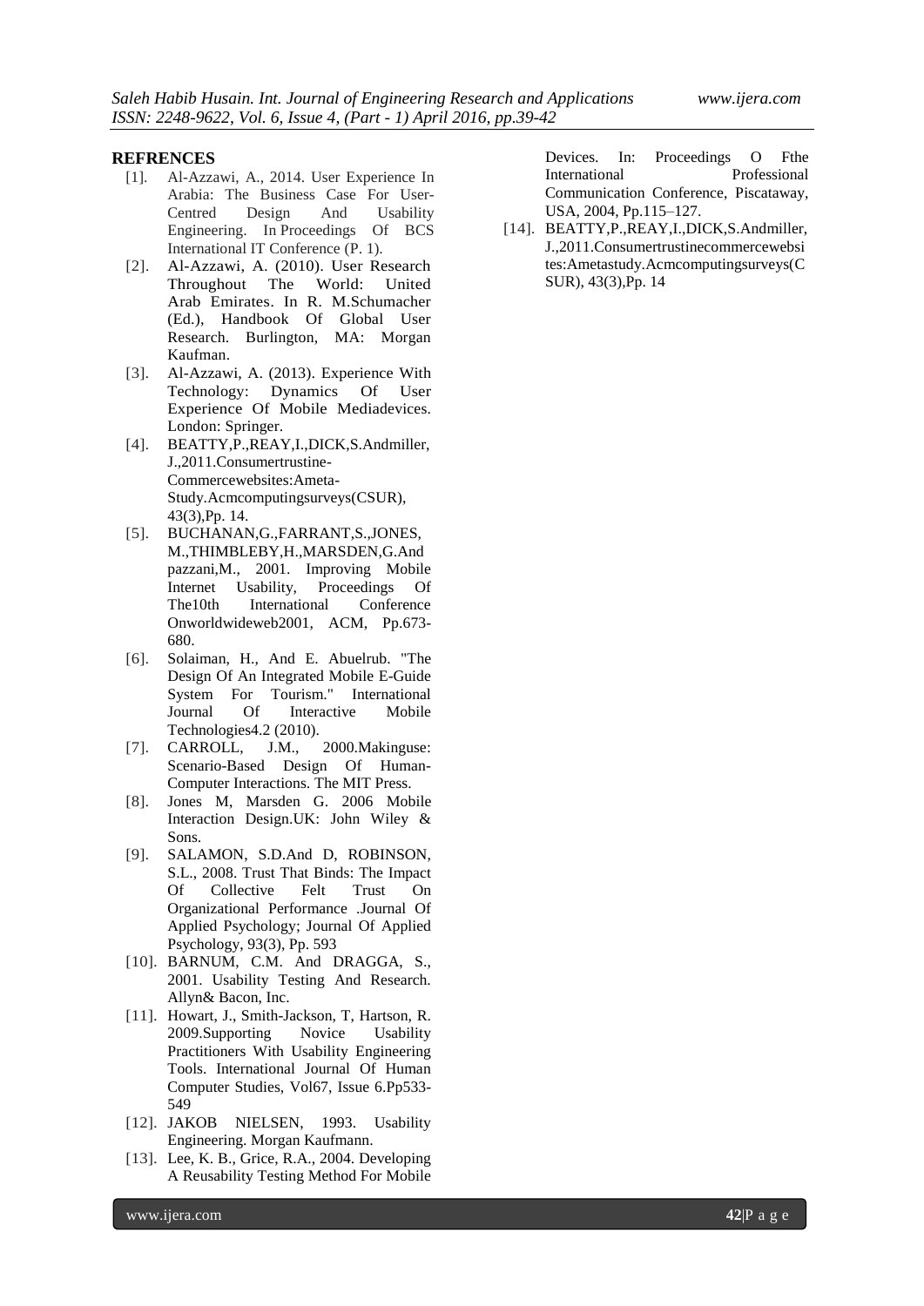## REFRENCES

[1]. Al-Azzawi, A., 2014. User Experience In Arabia: The Business Case For User-Centred Design And Usability Engineering. In Proceedings Of BCS International IT Conference (P. 1).

[2]. Al-Azzawi, A. (2010). User Research Throughout The World: United Arab Emirates. In R. M.Schumacher (Ed.), Handbook Of Global User Research. Burlington, MA: Morgan Kaufman.

[3]. Al-Azzawi, A. (2013). Experience With Technology: Dynamics Of User Experience Of Mobile Mediadevices. London: Springer.

[4]. BEATTY,P.,REAY,I.,DICK,S.Andmiller, J.,2011.Consumertrustine-Commercewebsites:Ameta-Study.Acmcomputingsurveys(CSUR), 43(3),Pp. 14.

[5]. BUCHANAN,G.,FARRANT,S.,JONES, M.,THIMBLEBY,H.,MARSDEN,G.And pazzani,M., 2001. Improving Mobile Internet Usability, Proceedings Of The10th International Conference Onworldwideweb2001, ACM, Pp.673-680.

[6]. Solaiman, H., And E. Abuelrub. "The Design Of An Integrated Mobile E-Guide System For Tourism." International Journal Of Interactive Mobile Technologies4.2 (2010).

[7]. CARROLL, J.M., 2000.Makinguse: Scenario-Based Design Of Human-Computer Interactions. The MIT Press.

[8]. Jones M, Marsden G. 2006 Mobile Interaction Design.UK: John Wiley & Sons.

[9]. SALAMON, S.D.And D, ROBINSON, S.L., 2008. Trust That Binds: The Impact Of Collective Felt Trust On Organizational Performance .Journal Of Applied Psychology; Journal Of Applied Psychology, 93(3), Pp. 593

[10]. BARNUM, C.M. And DRAGGA, S., 2001. Usability Testing And Research. Allyn& Bacon, Inc.

[11]. Howart, J., Smith-Jackson, T, Hartson, R. 2009.Supporting Novice Usability Practitioners With Usability Engineering Tools. International Journal Of Human Computer Studies, Vol67, Issue 6.Pp533-549

[12]. JAKOB NIELSEN, 1993. Usability Engineering. Morgan Kaufmann.

[13]. Lee, K. B., Grice, R.A., 2004. Developing A Reusability Testing Method For Mobile Devices. In: Proceedings O Fthe International Professional Communication Conference, Piscataway, USA, 2004, Pp.115–127.

[14]. BEATTY,P.,REAY,I.,DICK,S.Andmiller, J.,2011.Consumertrustinecommercewebsites:Ametastudy.Acmcomputingsurveys(CSUR), 43(3),Pp. 14